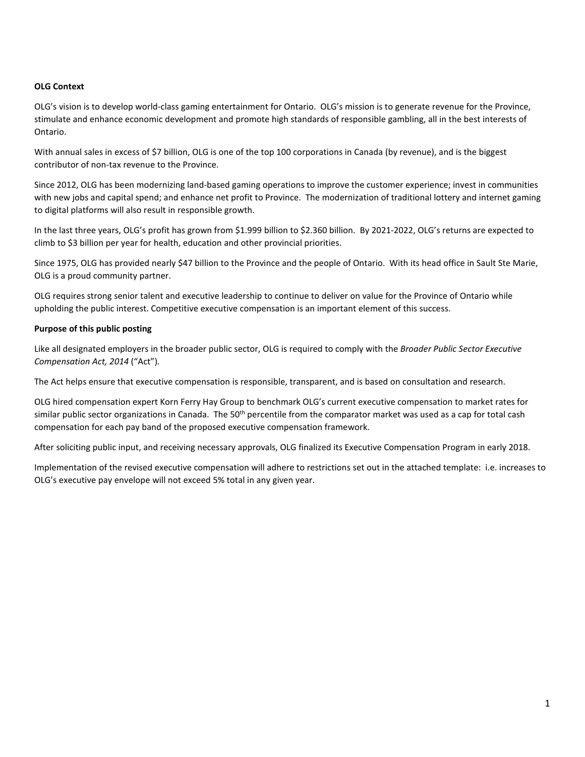**OLG Context**

OLG's vision is to develop world-class gaming entertainment for Ontario. OLG's mission is to generate revenue for the Province, stimulate and enhance economic development and promote high standards of responsible gambling, all in the best interests of Ontario.

With annual sales in excess of $7 billion, OLG is one of the top 100 corporations in Canada (by revenue), and is the biggest contributor of non-tax revenue to the Province.

Since 2012, OLG has been modernizing land-based gaming operations to improve the customer experience; invest in communities with new jobs and capital spend; and enhance net profit to Province. The modernization of traditional lottery and internet gaming to digital platforms will also result in responsible growth.

In the last three years, OLG's profit has grown from $1.999 billion to $2.360 billion. By 2021-2022, OLG's returns are expected to climb to $3 billion per year for health, education and other provincial priorities.

Since 1975, OLG has provided nearly $47 billion to the Province and the people of Ontario. With its head office in Sault Ste Marie, OLG is a proud community partner.

OLG requires strong senior talent and executive leadership to continue to deliver on value for the Province of Ontario while upholding the public interest. Competitive executive compensation is an important element of this success.

**Purpose of this public posting**

Like all designated employers in the broader public sector, OLG is required to comply with the *Broader Public Sector Executive Compensation Act, 2014* ("Act").

The Act helps ensure that executive compensation is responsible, transparent, and is based on consultation and research.

OLG hired compensation expert Korn Ferry Hay Group to benchmark OLG's current executive compensation to market rates for similar public sector organizations in Canada. The 50th percentile from the comparator market was used as a cap for total cash compensation for each pay band of the proposed executive compensation framework.

After soliciting public input, and receiving necessary approvals, OLG finalized its Executive Compensation Program in early 2018.

Implementation of the revised executive compensation will adhere to restrictions set out in the attached template: i.e. increases to OLG's executive pay envelope will not exceed 5% total in any given year.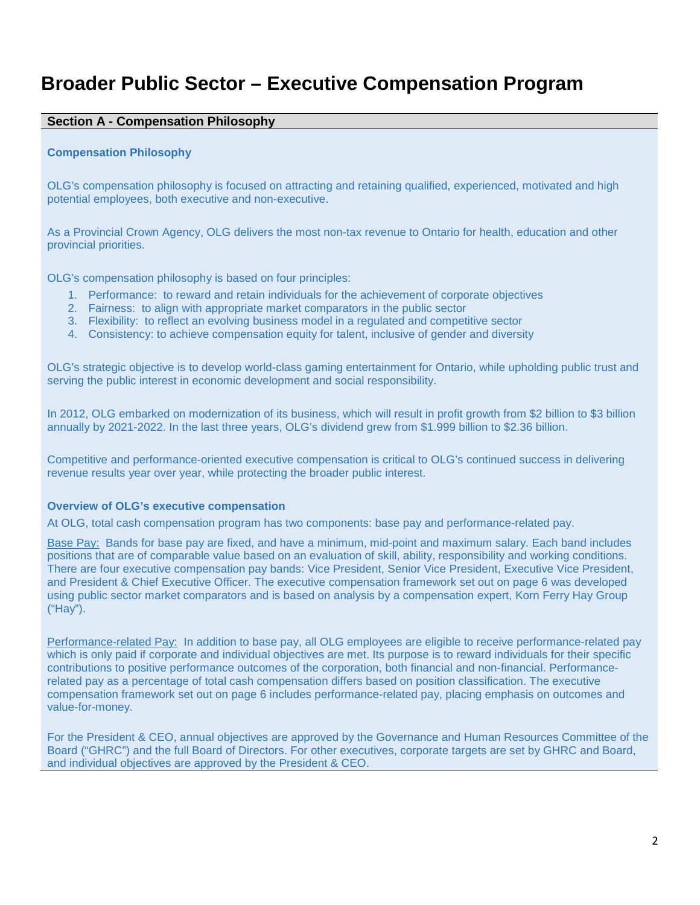# Broader Public Sector – Executive Compensation Program

## Section A - Compensation Philosophy

### Compensation Philosophy

OLG's compensation philosophy is focused on attracting and retaining qualified, experienced, motivated and high potential employees, both executive and non-executive.

As a Provincial Crown Agency, OLG delivers the most non-tax revenue to Ontario for health, education and other provincial priorities.

OLG's compensation philosophy is based on four principles:

1. Performance: to reward and retain individuals for the achievement of corporate objectives
2. Fairness: to align with appropriate market comparators in the public sector
3. Flexibility: to reflect an evolving business model in a regulated and competitive sector
4. Consistency: to achieve compensation equity for talent, inclusive of gender and diversity

OLG's strategic objective is to develop world-class gaming entertainment for Ontario, while upholding public trust and serving the public interest in economic development and social responsibility.

In 2012, OLG embarked on modernization of its business, which will result in profit growth from $2 billion to $3 billion annually by 2021-2022. In the last three years, OLG's dividend grew from $1.999 billion to $2.36 billion.

Competitive and performance-oriented executive compensation is critical to OLG's continued success in delivering revenue results year over year, while protecting the broader public interest.

### Overview of OLG's executive compensation

At OLG, total cash compensation program has two components: base pay and performance-related pay.

Base Pay: Bands for base pay are fixed, and have a minimum, mid-point and maximum salary. Each band includes positions that are of comparable value based on an evaluation of skill, ability, responsibility and working conditions. There are four executive compensation pay bands: Vice President, Senior Vice President, Executive Vice President, and President & Chief Executive Officer. The executive compensation framework set out on page 6 was developed using public sector market comparators and is based on analysis by a compensation expert, Korn Ferry Hay Group ("Hay").

Performance-related Pay: In addition to base pay, all OLG employees are eligible to receive performance-related pay which is only paid if corporate and individual objectives are met. Its purpose is to reward individuals for their specific contributions to positive performance outcomes of the corporation, both financial and non-financial. Performance-related pay as a percentage of total cash compensation differs based on position classification. The executive compensation framework set out on page 6 includes performance-related pay, placing emphasis on outcomes and value-for-money.

For the President & CEO, annual objectives are approved by the Governance and Human Resources Committee of the Board ("GHRC") and the full Board of Directors. For other executives, corporate targets are set by GHRC and Board, and individual objectives are approved by the President & CEO.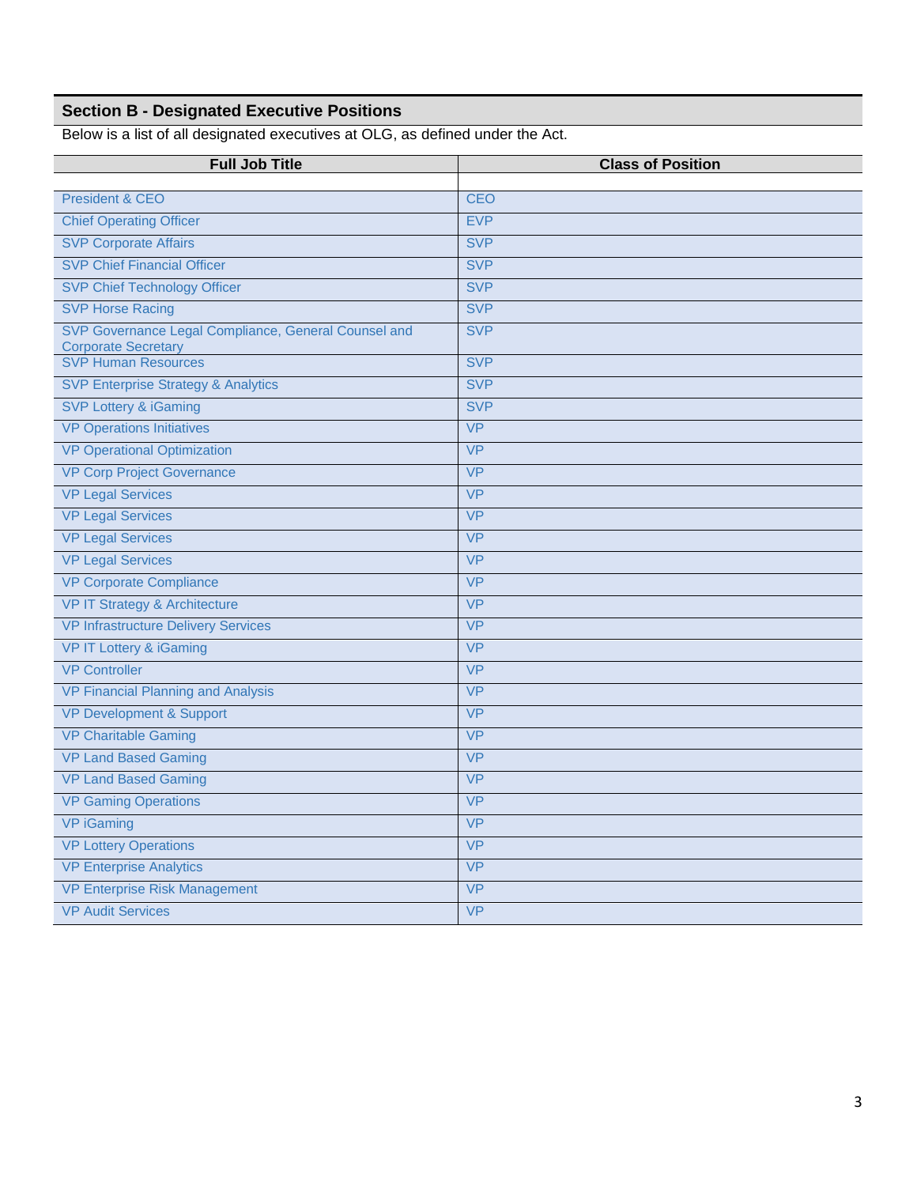## Section B - Designated Executive Positions

Below is a list of all designated executives at OLG, as defined under the Act.

| Full Job Title | Class of Position |
|---|---|
| President & CEO | CEO |
| Chief Operating Officer | EVP |
| SVP Corporate Affairs | SVP |
| SVP Chief Financial Officer | SVP |
| SVP Chief Technology Officer | SVP |
| SVP Horse Racing | SVP |
| SVP Governance Legal Compliance, General Counsel and Corporate Secretary | SVP |
| SVP Human Resources | SVP |
| SVP Enterprise Strategy & Analytics | SVP |
| SVP Lottery & iGaming | SVP |
| VP Operations Initiatives | VP |
| VP Operational Optimization | VP |
| VP Corp Project Governance | VP |
| VP Legal Services | VP |
| VP Legal Services | VP |
| VP Legal Services | VP |
| VP Legal Services | VP |
| VP Corporate Compliance | VP |
| VP IT Strategy & Architecture | VP |
| VP Infrastructure Delivery Services | VP |
| VP IT Lottery & iGaming | VP |
| VP Controller | VP |
| VP Financial Planning and Analysis | VP |
| VP Development & Support | VP |
| VP Charitable Gaming | VP |
| VP Land Based Gaming | VP |
| VP Land Based Gaming | VP |
| VP Gaming Operations | VP |
| VP iGaming | VP |
| VP Lottery Operations | VP |
| VP Enterprise Analytics | VP |
| VP Enterprise Risk Management | VP |
| VP Audit Services | VP |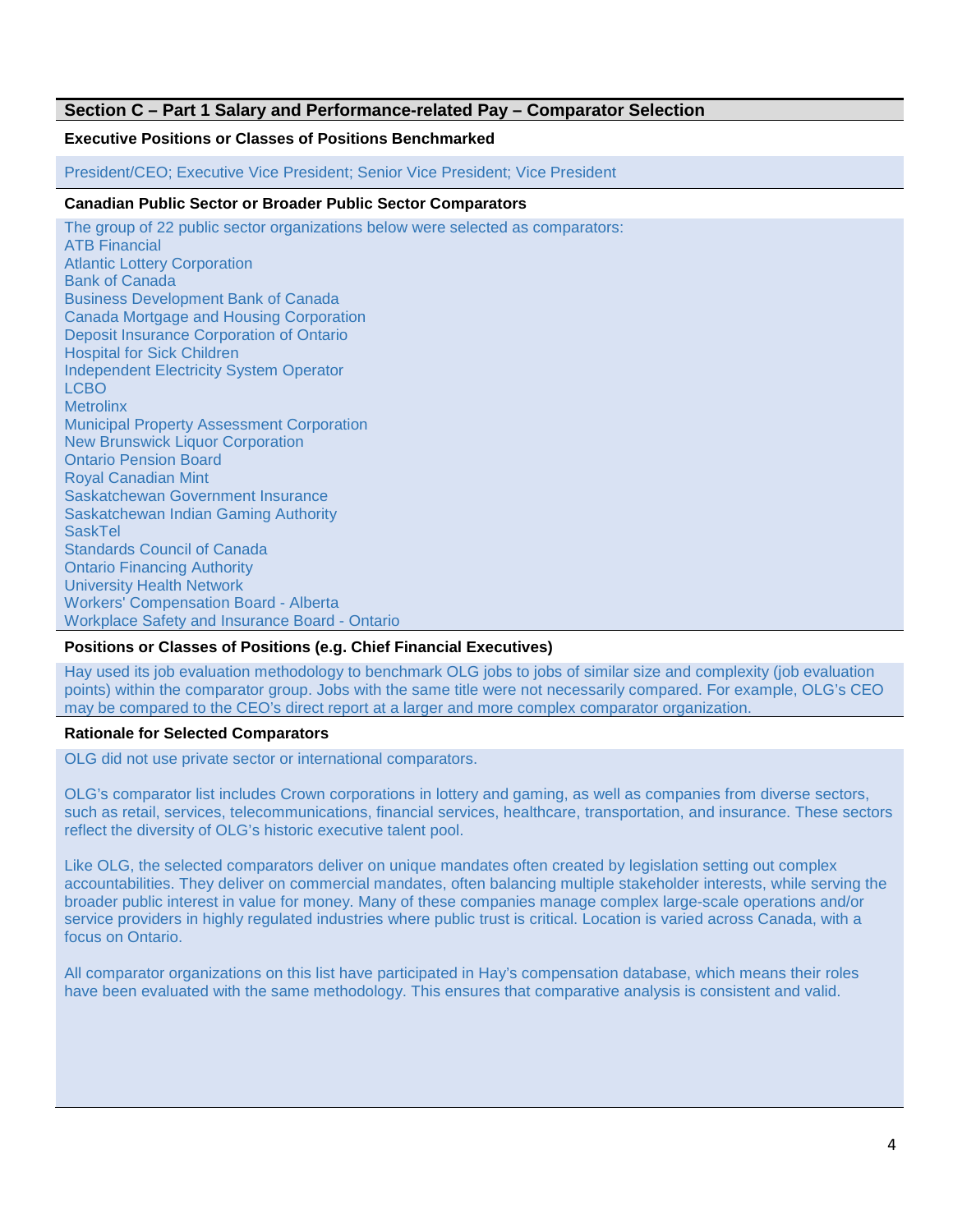## Section C – Part 1 Salary and Performance-related Pay – Comparator Selection

### Executive Positions or Classes of Positions Benchmarked

President/CEO; Executive Vice President; Senior Vice President; Vice President

### Canadian Public Sector or Broader Public Sector Comparators

The group of 22 public sector organizations below were selected as comparators:

- ATB Financial
- Atlantic Lottery Corporation
- Bank of Canada
- Business Development Bank of Canada
- Canada Mortgage and Housing Corporation
- Deposit Insurance Corporation of Ontario
- Hospital for Sick Children
- Independent Electricity System Operator
- LCBO
- Metrolinx
- Municipal Property Assessment Corporation
- New Brunswick Liquor Corporation
- Ontario Pension Board
- Royal Canadian Mint
- Saskatchewan Government Insurance
- Saskatchewan Indian Gaming Authority
- SaskTel
- Standards Council of Canada
- Ontario Financing Authority
- University Health Network
- Workers' Compensation Board - Alberta
- Workplace Safety and Insurance Board - Ontario

### Positions or Classes of Positions (e.g. Chief Financial Executives)

Hay used its job evaluation methodology to benchmark OLG jobs to jobs of similar size and complexity (job evaluation points) within the comparator group. Jobs with the same title were not necessarily compared. For example, OLG's CEO may be compared to the CEO's direct report at a larger and more complex comparator organization.

### Rationale for Selected Comparators

OLG did not use private sector or international comparators.

OLG's comparator list includes Crown corporations in lottery and gaming, as well as companies from diverse sectors, such as retail, services, telecommunications, financial services, healthcare, transportation, and insurance. These sectors reflect the diversity of OLG's historic executive talent pool.

Like OLG, the selected comparators deliver on unique mandates often created by legislation setting out complex accountabilities. They deliver on commercial mandates, often balancing multiple stakeholder interests, while serving the broader public interest in value for money. Many of these companies manage complex large-scale operations and/or service providers in highly regulated industries where public trust is critical. Location is varied across Canada, with a focus on Ontario.

All comparator organizations on this list have participated in Hay's compensation database, which means their roles have been evaluated with the same methodology. This ensures that comparative analysis is consistent and valid.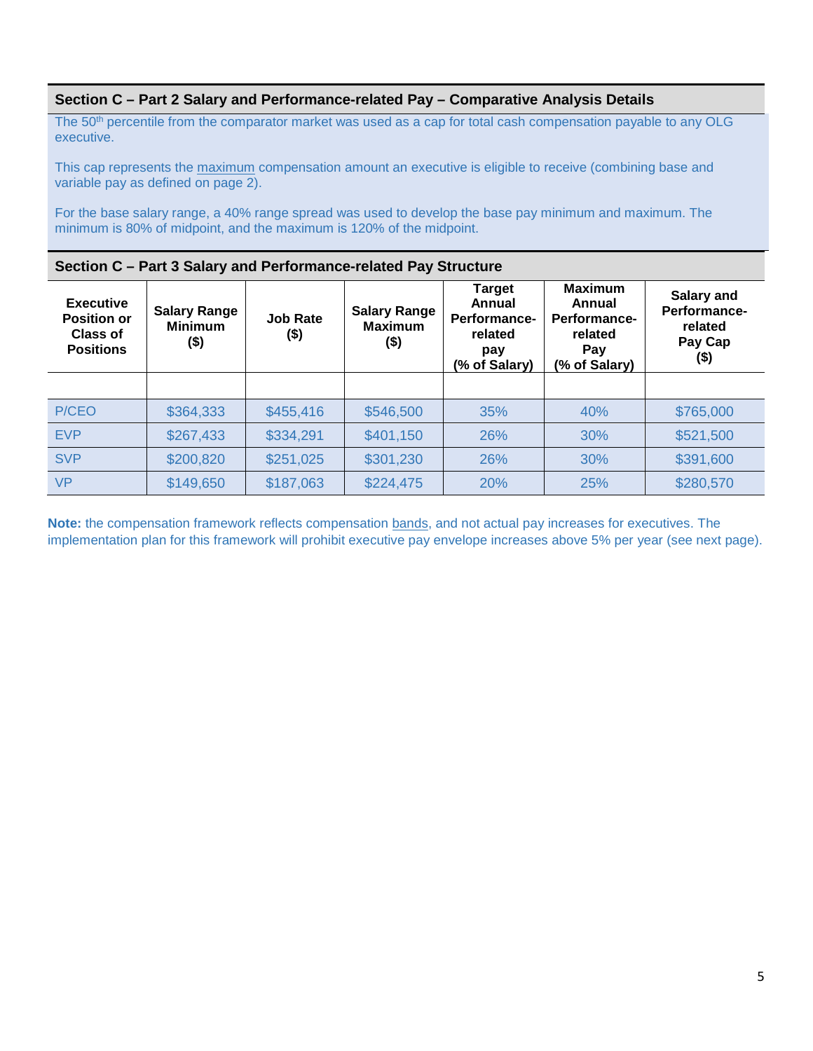### Section C – Part 2 Salary and Performance-related Pay – Comparative Analysis Details

The 50th percentile from the comparator market was used as a cap for total cash compensation payable to any OLG executive.

This cap represents the maximum compensation amount an executive is eligible to receive (combining base and variable pay as defined on page 2).

For the base salary range, a 40% range spread was used to develop the base pay minimum and maximum. The minimum is 80% of midpoint, and the maximum is 120% of the midpoint.

### Section C – Part 3 Salary and Performance-related Pay Structure

| Executive Position or Class of Positions | Salary Range Minimum ($) | Job Rate ($) | Salary Range Maximum ($) | Target Annual Performance-related pay (% of Salary) | Maximum Annual Performance-related Pay (% of Salary) | Salary and Performance-related Pay Cap ($) |
|---|---|---|---|---|---|---|
| | | | | | | |
| P/CEO | $364,333 | $455,416 | $546,500 | 35% | 40% | $765,000 |
| EVP | $267,433 | $334,291 | $401,150 | 26% | 30% | $521,500 |
| SVP | $200,820 | $251,025 | $301,230 | 26% | 30% | $391,600 |
| VP | $149,650 | $187,063 | $224,475 | 20% | 25% | $280,570 |

**Note:** the compensation framework reflects compensation bands, and not actual pay increases for executives. The implementation plan for this framework will prohibit executive pay envelope increases above 5% per year (see next page).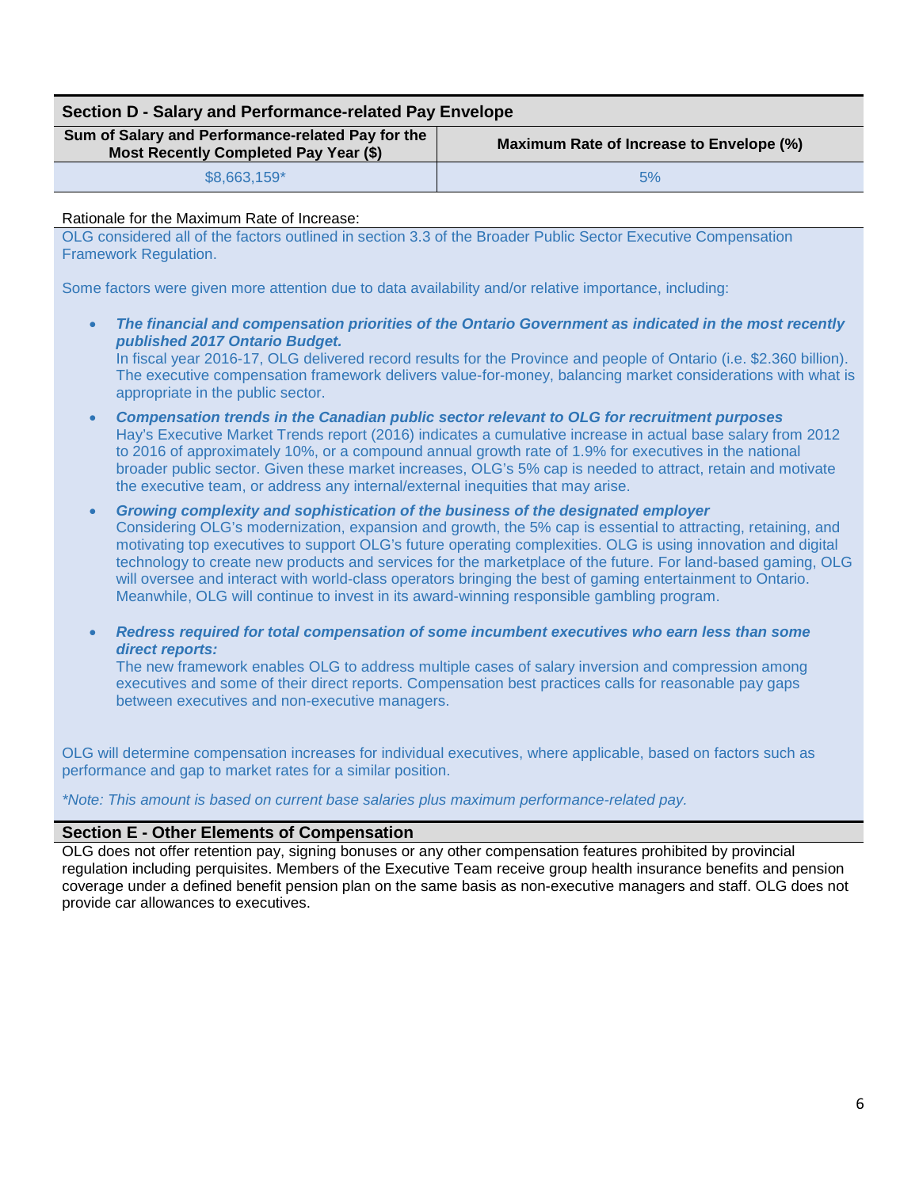## Section D - Salary and Performance-related Pay Envelope

| Sum of Salary and Performance-related Pay for the Most Recently Completed Pay Year ($) | Maximum Rate of Increase to Envelope (%) |
|---|---|
| $8,663,159* | 5% |

Rationale for the Maximum Rate of Increase:

OLG considered all of the factors outlined in section 3.3 of the Broader Public Sector Executive Compensation Framework Regulation.

Some factors were given more attention due to data availability and/or relative importance, including:

- ***The financial and compensation priorities of the Ontario Government as indicated in the most recently published 2017 Ontario Budget.***
  In fiscal year 2016-17, OLG delivered record results for the Province and people of Ontario (i.e. $2.360 billion). The executive compensation framework delivers value-for-money, balancing market considerations with what is appropriate in the public sector.
- ***Compensation trends in the Canadian public sector relevant to OLG for recruitment purposes***
  Hay's Executive Market Trends report (2016) indicates a cumulative increase in actual base salary from 2012 to 2016 of approximately 10%, or a compound annual growth rate of 1.9% for executives in the national broader public sector. Given these market increases, OLG's 5% cap is needed to attract, retain and motivate the executive team, or address any internal/external inequities that may arise.
- ***Growing complexity and sophistication of the business of the designated employer***
  Considering OLG's modernization, expansion and growth, the 5% cap is essential to attracting, retaining, and motivating top executives to support OLG's future operating complexities. OLG is using innovation and digital technology to create new products and services for the marketplace of the future. For land-based gaming, OLG will oversee and interact with world-class operators bringing the best of gaming entertainment to Ontario. Meanwhile, OLG will continue to invest in its award-winning responsible gambling program.
- ***Redress required for total compensation of some incumbent executives who earn less than some direct reports:***
  The new framework enables OLG to address multiple cases of salary inversion and compression among executives and some of their direct reports. Compensation best practices calls for reasonable pay gaps between executives and non-executive managers.

OLG will determine compensation increases for individual executives, where applicable, based on factors such as performance and gap to market rates for a similar position.

*\*Note: This amount is based on current base salaries plus maximum performance-related pay.*

## Section E - Other Elements of Compensation

OLG does not offer retention pay, signing bonuses or any other compensation features prohibited by provincial regulation including perquisites. Members of the Executive Team receive group health insurance benefits and pension coverage under a defined benefit pension plan on the same basis as non-executive managers and staff. OLG does not provide car allowances to executives.